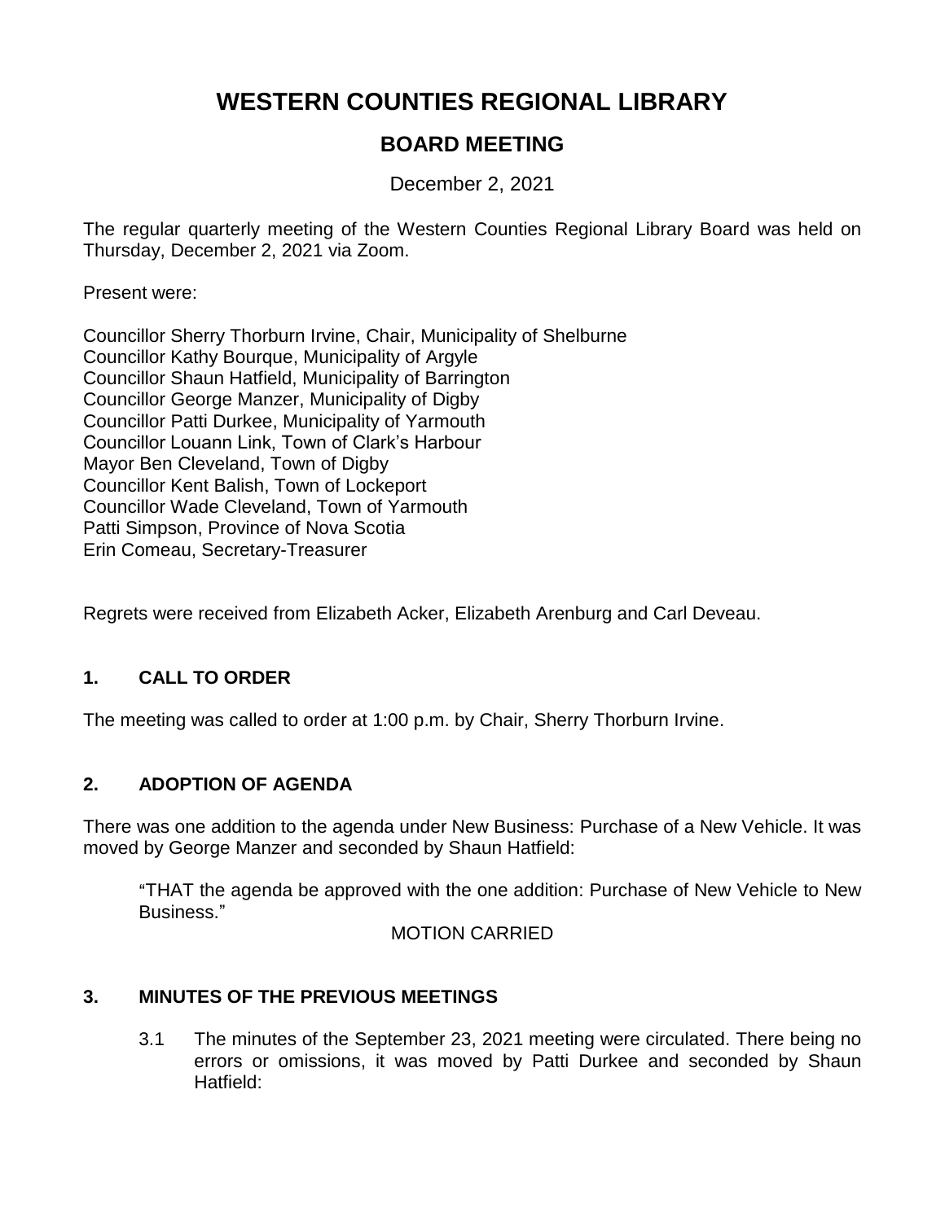# WESTERN COUNTIES REGIONAL LIBRARY

## BOARD MEETING

December 2, 2021

The regular quarterly meeting of the Western Counties Regional Library Board was held on Thursday, December 2, 2021 via Zoom.

Present were:

Councillor Sherry Thorburn Irvine, Chair, Municipality of Shelburne
Councillor Kathy Bourque, Municipality of Argyle
Councillor Shaun Hatfield, Municipality of Barrington
Councillor George Manzer, Municipality of Digby
Councillor Patti Durkee, Municipality of Yarmouth
Councillor Louann Link, Town of Clark's Harbour
Mayor Ben Cleveland, Town of Digby
Councillor Kent Balish, Town of Lockeport
Councillor Wade Cleveland, Town of Yarmouth
Patti Simpson, Province of Nova Scotia
Erin Comeau, Secretary-Treasurer

Regrets were received from Elizabeth Acker, Elizabeth Arenburg and Carl Deveau.

### 1. CALL TO ORDER

The meeting was called to order at 1:00 p.m. by Chair, Sherry Thorburn Irvine.

### 2. ADOPTION OF AGENDA

There was one addition to the agenda under New Business: Purchase of a New Vehicle. It was moved by George Manzer and seconded by Shaun Hatfield:

> "THAT the agenda be approved with the one addition: Purchase of New Vehicle to New Business."
>
> MOTION CARRIED

### 3. MINUTES OF THE PREVIOUS MEETINGS

3.1 The minutes of the September 23, 2021 meeting were circulated. There being no errors or omissions, it was moved by Patti Durkee and seconded by Shaun Hatfield: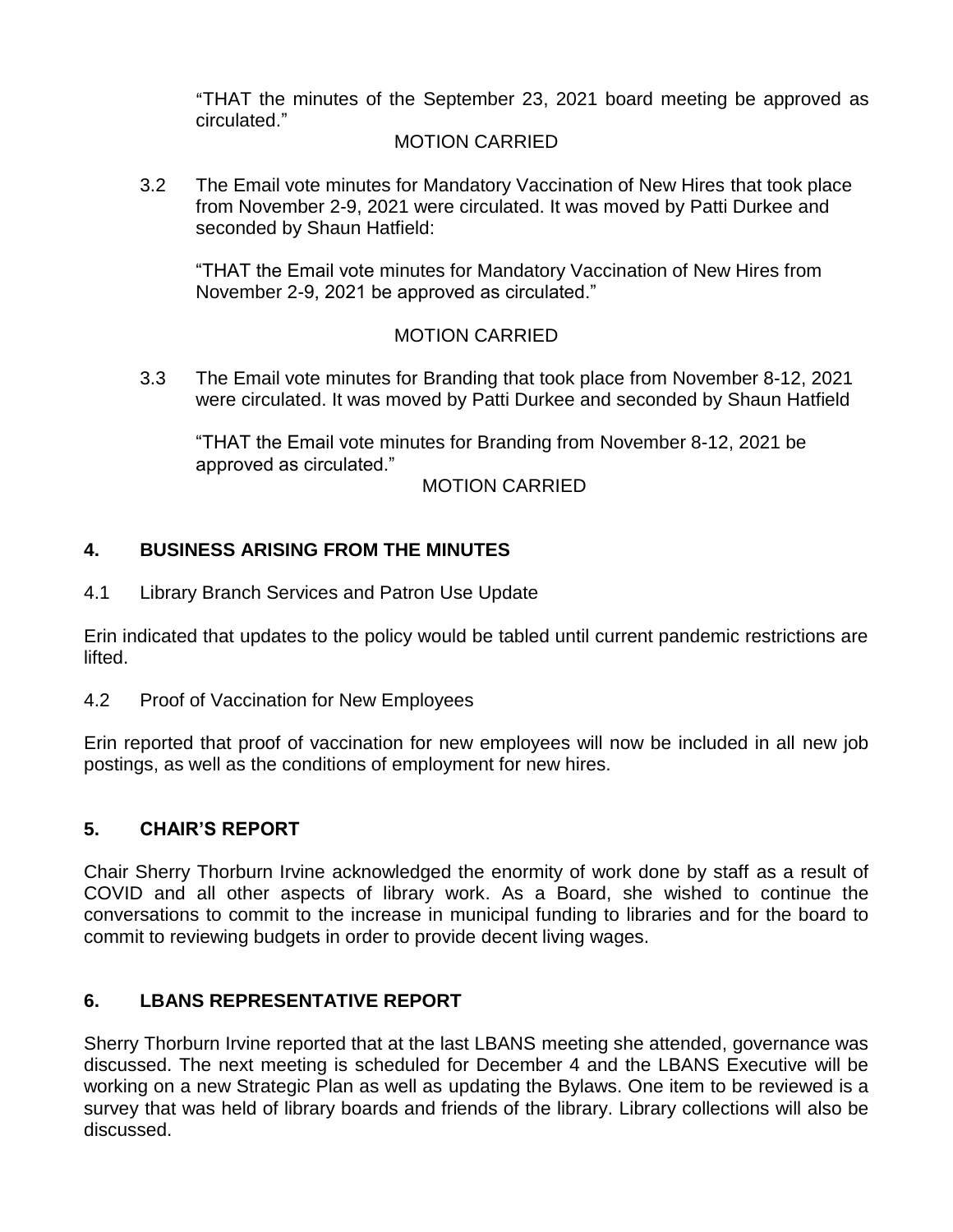"THAT the minutes of the September 23, 2021 board meeting be approved as circulated."

MOTION CARRIED

3.2 The Email vote minutes for Mandatory Vaccination of New Hires that took place from November 2-9, 2021 were circulated. It was moved by Patti Durkee and seconded by Shaun Hatfield:

"THAT the Email vote minutes for Mandatory Vaccination of New Hires from November 2-9, 2021 be approved as circulated."

MOTION CARRIED

3.3 The Email vote minutes for Branding that took place from November 8-12, 2021 were circulated. It was moved by Patti Durkee and seconded by Shaun Hatfield

"THAT the Email vote minutes for Branding from November 8-12, 2021 be approved as circulated."

MOTION CARRIED

## 4. BUSINESS ARISING FROM THE MINUTES

4.1 Library Branch Services and Patron Use Update

Erin indicated that updates to the policy would be tabled until current pandemic restrictions are lifted.

4.2 Proof of Vaccination for New Employees

Erin reported that proof of vaccination for new employees will now be included in all new job postings, as well as the conditions of employment for new hires.

## 5. CHAIR'S REPORT

Chair Sherry Thorburn Irvine acknowledged the enormity of work done by staff as a result of COVID and all other aspects of library work. As a Board, she wished to continue the conversations to commit to the increase in municipal funding to libraries and for the board to commit to reviewing budgets in order to provide decent living wages.

## 6. LBANS REPRESENTATIVE REPORT

Sherry Thorburn Irvine reported that at the last LBANS meeting she attended, governance was discussed. The next meeting is scheduled for December 4 and the LBANS Executive will be working on a new Strategic Plan as well as updating the Bylaws. One item to be reviewed is a survey that was held of library boards and friends of the library. Library collections will also be discussed.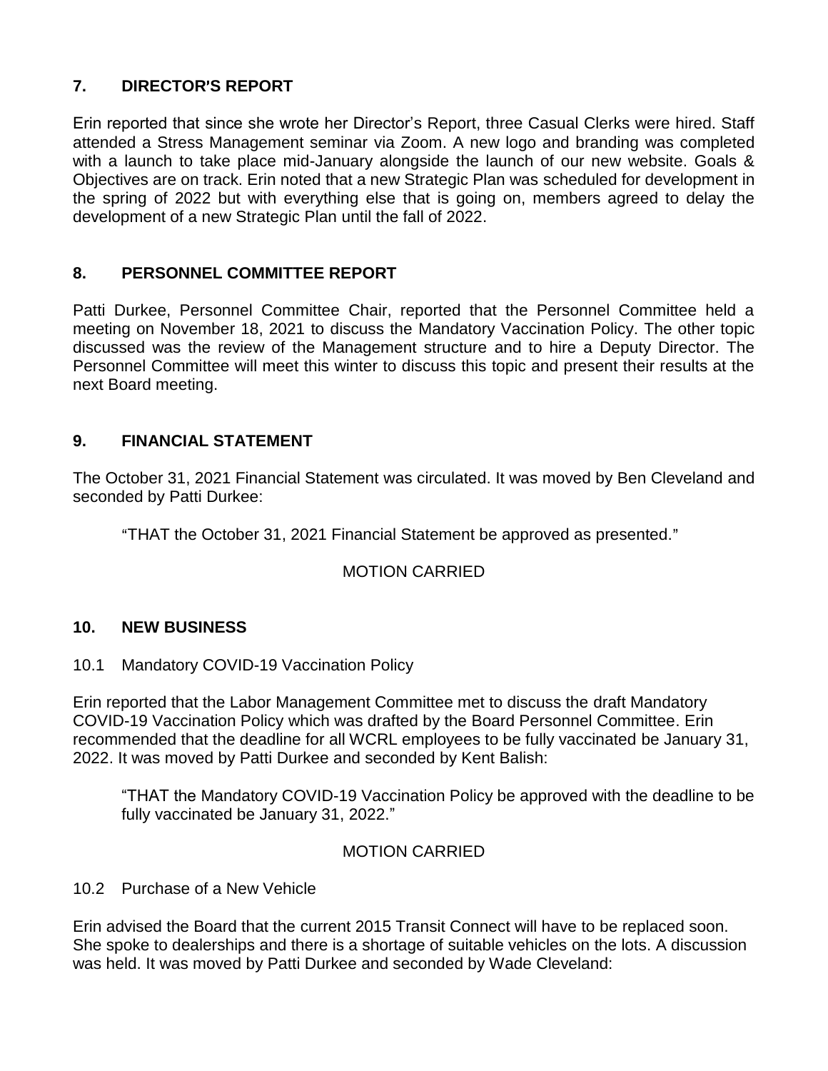## 7. DIRECTOR'S REPORT

Erin reported that since she wrote her Director's Report, three Casual Clerks were hired. Staff attended a Stress Management seminar via Zoom. A new logo and branding was completed with a launch to take place mid-January alongside the launch of our new website. Goals & Objectives are on track. Erin noted that a new Strategic Plan was scheduled for development in the spring of 2022 but with everything else that is going on, members agreed to delay the development of a new Strategic Plan until the fall of 2022.

## 8. PERSONNEL COMMITTEE REPORT

Patti Durkee, Personnel Committee Chair, reported that the Personnel Committee held a meeting on November 18, 2021 to discuss the Mandatory Vaccination Policy. The other topic discussed was the review of the Management structure and to hire a Deputy Director. The Personnel Committee will meet this winter to discuss this topic and present their results at the next Board meeting.

## 9. FINANCIAL STATEMENT

The October 31, 2021 Financial Statement was circulated. It was moved by Ben Cleveland and seconded by Patti Durkee:

> "THAT the October 31, 2021 Financial Statement be approved as presented."

MOTION CARRIED

## 10. NEW BUSINESS

### 10.1 Mandatory COVID-19 Vaccination Policy

Erin reported that the Labor Management Committee met to discuss the draft Mandatory COVID-19 Vaccination Policy which was drafted by the Board Personnel Committee. Erin recommended that the deadline for all WCRL employees to be fully vaccinated be January 31, 2022. It was moved by Patti Durkee and seconded by Kent Balish:

> "THAT the Mandatory COVID-19 Vaccination Policy be approved with the deadline to be fully vaccinated be January 31, 2022."

MOTION CARRIED

### 10.2 Purchase of a New Vehicle

Erin advised the Board that the current 2015 Transit Connect will have to be replaced soon. She spoke to dealerships and there is a shortage of suitable vehicles on the lots. A discussion was held. It was moved by Patti Durkee and seconded by Wade Cleveland: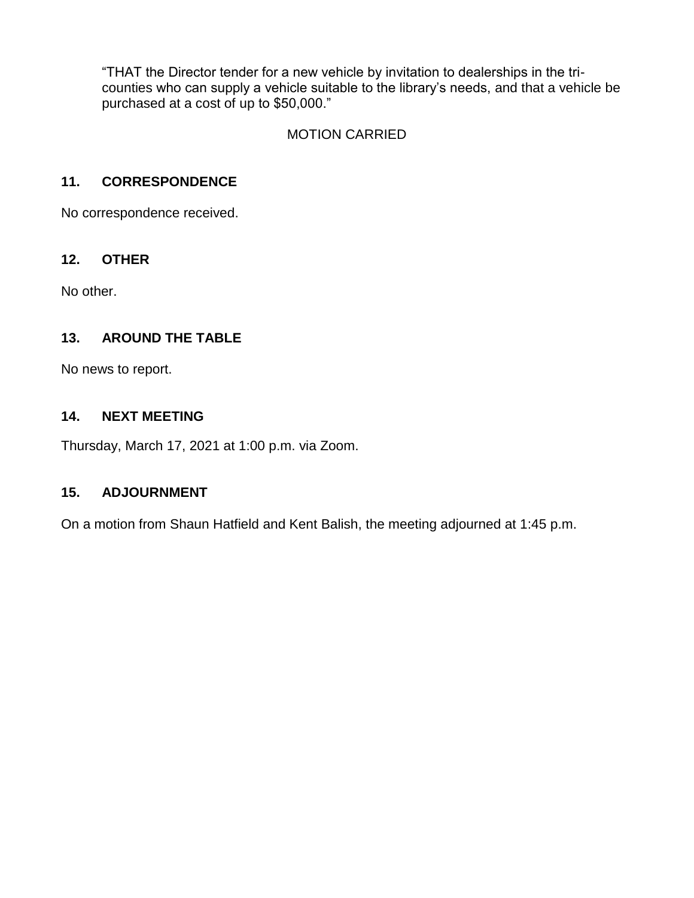"THAT the Director tender for a new vehicle by invitation to dealerships in the tri-counties who can supply a vehicle suitable to the library's needs, and that a vehicle be purchased at a cost of up to $50,000."

MOTION CARRIED

## 11. CORRESPONDENCE

No correspondence received.

## 12. OTHER

No other.

## 13. AROUND THE TABLE

No news to report.

## 14. NEXT MEETING

Thursday, March 17, 2021 at 1:00 p.m. via Zoom.

## 15. ADJOURNMENT

On a motion from Shaun Hatfield and Kent Balish, the meeting adjourned at 1:45 p.m.